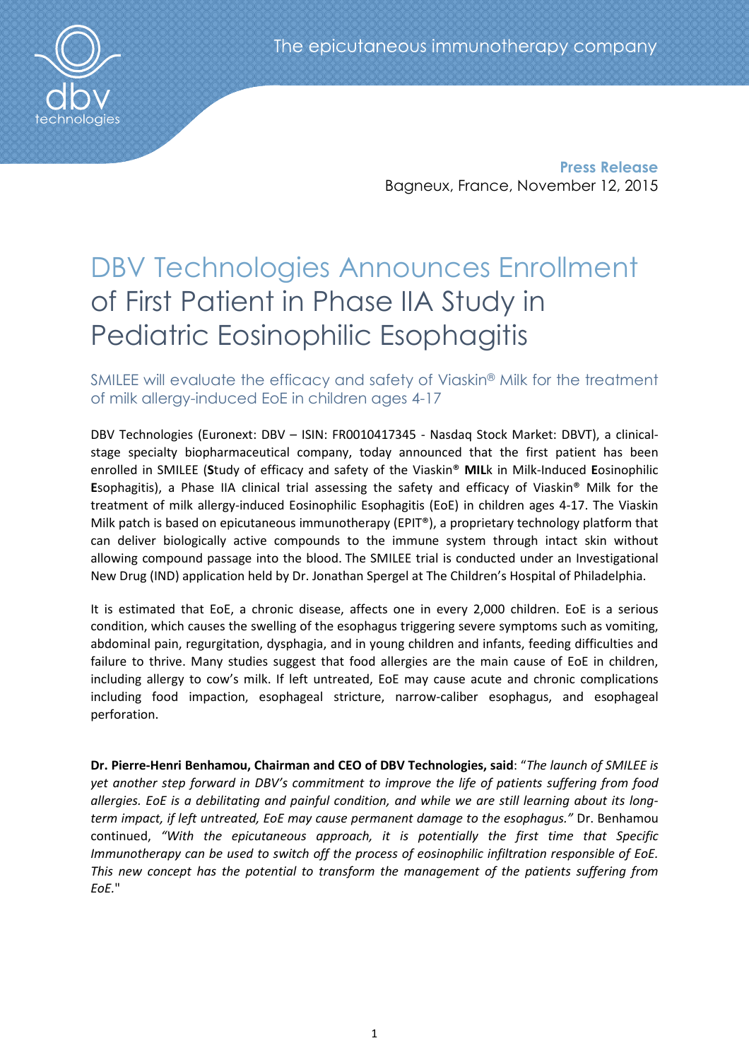The epicutaneous immunotherapy company

**Press Release**
Bagneux, France, November 12, 2015

# DBV Technologies Announces Enrollment of First Patient in Phase IIA Study in Pediatric Eosinophilic Esophagitis

## SMILEE will evaluate the efficacy and safety of Viaskin® Milk for the treatment of milk allergy-induced EoE in children ages 4-17

DBV Technologies (Euronext: DBV – ISIN: FR0010417345 - Nasdaq Stock Market: DBVT), a clinical-stage specialty biopharmaceutical company, today announced that the first patient has been enrolled in SMILEE (**S**tudy of efficacy and safety of the Viaskin® **MIL**k in Milk-Induced **E**osinophilic **E**sophagitis), a Phase IIA clinical trial assessing the safety and efficacy of Viaskin® Milk for the treatment of milk allergy-induced Eosinophilic Esophagitis (EoE) in children ages 4-17. The Viaskin Milk patch is based on epicutaneous immunotherapy (EPIT®), a proprietary technology platform that can deliver biologically active compounds to the immune system through intact skin without allowing compound passage into the blood. The SMILEE trial is conducted under an Investigational New Drug (IND) application held by Dr. Jonathan Spergel at The Children's Hospital of Philadelphia.

It is estimated that EoE, a chronic disease, affects one in every 2,000 children. EoE is a serious condition, which causes the swelling of the esophagus triggering severe symptoms such as vomiting, abdominal pain, regurgitation, dysphagia, and in young children and infants, feeding difficulties and failure to thrive. Many studies suggest that food allergies are the main cause of EoE in children, including allergy to cow's milk. If left untreated, EoE may cause acute and chronic complications including food impaction, esophageal stricture, narrow-caliber esophagus, and esophageal perforation.

**Dr. Pierre-Henri Benhamou, Chairman and CEO of DBV Technologies, said**: "*The launch of SMILEE is yet another step forward in DBV's commitment to improve the life of patients suffering from food allergies. EoE is a debilitating and painful condition, and while we are still learning about its long-term impact, if left untreated, EoE may cause permanent damage to the esophagus."* Dr. Benhamou continued, *"With the epicutaneous approach, it is potentially the first time that Specific Immunotherapy can be used to switch off the process of eosinophilic infiltration responsible of EoE. This new concept has the potential to transform the management of the patients suffering from EoE.*"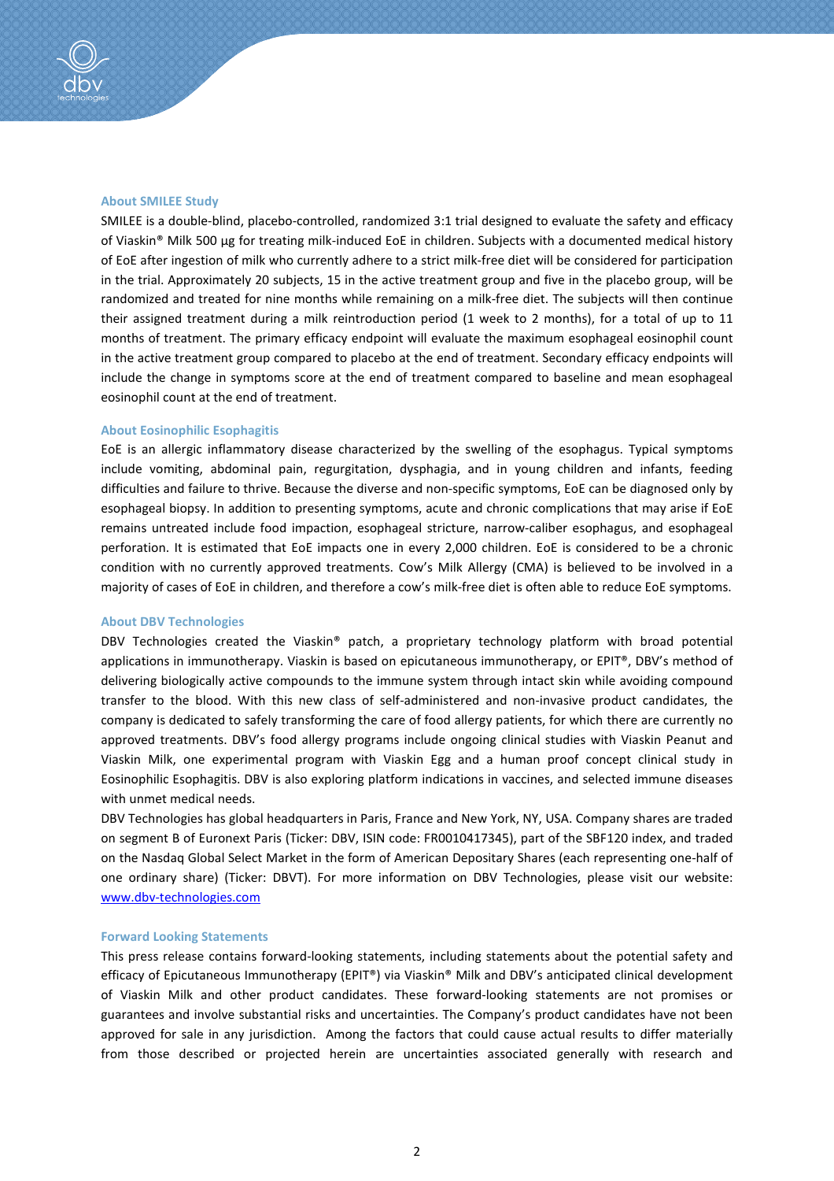### About SMILEE Study

SMILEE is a double-blind, placebo-controlled, randomized 3:1 trial designed to evaluate the safety and efficacy of Viaskin® Milk 500 µg for treating milk-induced EoE in children. Subjects with a documented medical history of EoE after ingestion of milk who currently adhere to a strict milk-free diet will be considered for participation in the trial. Approximately 20 subjects, 15 in the active treatment group and five in the placebo group, will be randomized and treated for nine months while remaining on a milk-free diet. The subjects will then continue their assigned treatment during a milk reintroduction period (1 week to 2 months), for a total of up to 11 months of treatment. The primary efficacy endpoint will evaluate the maximum esophageal eosinophil count in the active treatment group compared to placebo at the end of treatment. Secondary efficacy endpoints will include the change in symptoms score at the end of treatment compared to baseline and mean esophageal eosinophil count at the end of treatment.

### About Eosinophilic Esophagitis

EoE is an allergic inflammatory disease characterized by the swelling of the esophagus. Typical symptoms include vomiting, abdominal pain, regurgitation, dysphagia, and in young children and infants, feeding difficulties and failure to thrive. Because the diverse and non-specific symptoms, EoE can be diagnosed only by esophageal biopsy. In addition to presenting symptoms, acute and chronic complications that may arise if EoE remains untreated include food impaction, esophageal stricture, narrow-caliber esophagus, and esophageal perforation. It is estimated that EoE impacts one in every 2,000 children. EoE is considered to be a chronic condition with no currently approved treatments. Cow's Milk Allergy (CMA) is believed to be involved in a majority of cases of EoE in children, and therefore a cow's milk-free diet is often able to reduce EoE symptoms.

### About DBV Technologies

DBV Technologies created the Viaskin® patch, a proprietary technology platform with broad potential applications in immunotherapy. Viaskin is based on epicutaneous immunotherapy, or EPIT®, DBV's method of delivering biologically active compounds to the immune system through intact skin while avoiding compound transfer to the blood. With this new class of self-administered and non-invasive product candidates, the company is dedicated to safely transforming the care of food allergy patients, for which there are currently no approved treatments. DBV's food allergy programs include ongoing clinical studies with Viaskin Peanut and Viaskin Milk, one experimental program with Viaskin Egg and a human proof concept clinical study in Eosinophilic Esophagitis. DBV is also exploring platform indications in vaccines, and selected immune diseases with unmet medical needs.

DBV Technologies has global headquarters in Paris, France and New York, NY, USA. Company shares are traded on segment B of Euronext Paris (Ticker: DBV, ISIN code: FR0010417345), part of the SBF120 index, and traded on the Nasdaq Global Select Market in the form of American Depositary Shares (each representing one-half of one ordinary share) (Ticker: DBVT). For more information on DBV Technologies, please visit our website: www.dbv-technologies.com

### Forward Looking Statements

This press release contains forward-looking statements, including statements about the potential safety and efficacy of Epicutaneous Immunotherapy (EPIT®) via Viaskin® Milk and DBV's anticipated clinical development of Viaskin Milk and other product candidates. These forward-looking statements are not promises or guarantees and involve substantial risks and uncertainties. The Company's product candidates have not been approved for sale in any jurisdiction. Among the factors that could cause actual results to differ materially from those described or projected herein are uncertainties associated generally with research and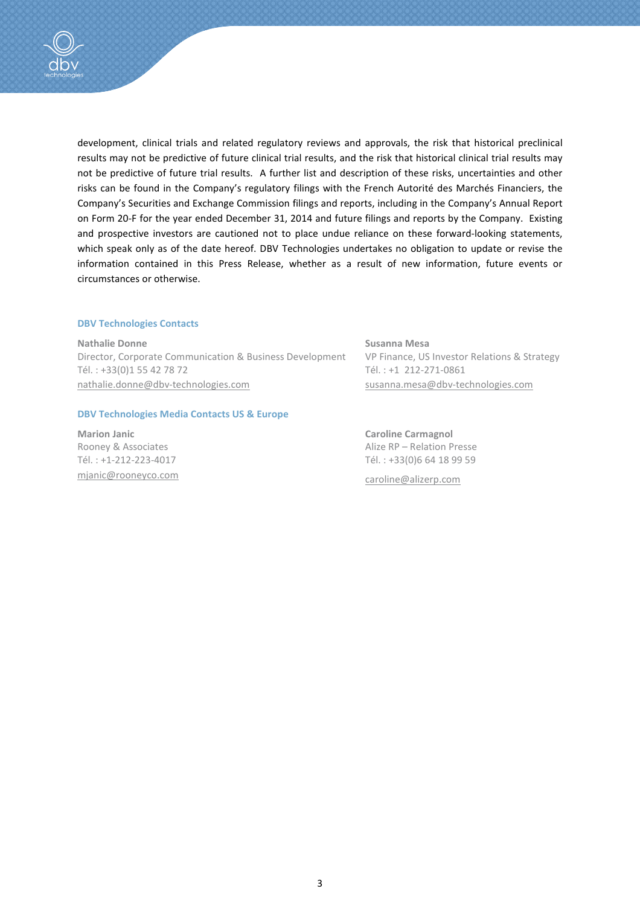development, clinical trials and related regulatory reviews and approvals, the risk that historical preclinical results may not be predictive of future clinical trial results, and the risk that historical clinical trial results may not be predictive of future trial results. A further list and description of these risks, uncertainties and other risks can be found in the Company's regulatory filings with the French Autorité des Marchés Financiers, the Company's Securities and Exchange Commission filings and reports, including in the Company's Annual Report on Form 20-F for the year ended December 31, 2014 and future filings and reports by the Company. Existing and prospective investors are cautioned not to place undue reliance on these forward-looking statements, which speak only as of the date hereof. DBV Technologies undertakes no obligation to update or revise the information contained in this Press Release, whether as a result of new information, future events or circumstances or otherwise.

### DBV Technologies Contacts

**Nathalie Donne**
Director, Corporate Communication & Business Development
Tél. : +33(0)1 55 42 78 72
nathalie.donne@dbv-technologies.com

**Susanna Mesa**
VP Finance, US Investor Relations & Strategy
Tél. : +1 212-271-0861
susanna.mesa@dbv-technologies.com

### DBV Technologies Media Contacts US & Europe

**Marion Janic**
Rooney & Associates
Tél. : +1-212-223-4017
mjanic@rooneyco.com

**Caroline Carmagnol**
Alize RP – Relation Presse
Tél. : +33(0)6 64 18 99 59
caroline@alizerp.com